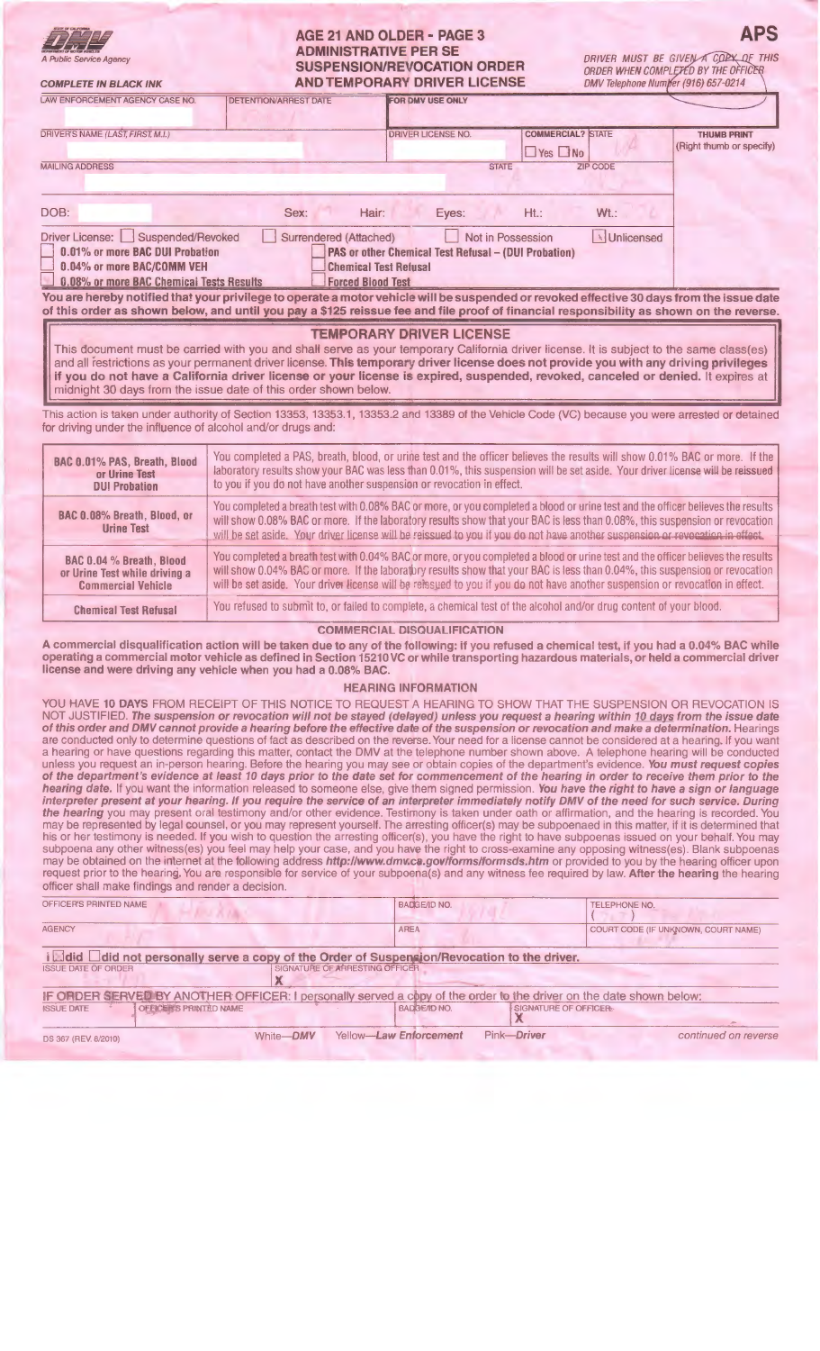**DMV**
A Public Service Agency

**COMPLETE IN BLACK INK**

# AGE 21 AND OLDER - PAGE 3
## ADMINISTRATIVE PER SE SUSPENSION/REVOCATION ORDER AND TEMPORARY DRIVER LICENSE

**APS**

*DRIVER MUST BE GIVEN A COPY OF THIS ORDER WHEN COMPLETED BY THE OFFICER*
*DMV Telephone Number (916) 657-0214*

| LAW ENFORCEMENT AGENCY CASE NO. | DETENTION/ARREST DATE | FOR DMV USE ONLY | | |
|---|---|---|---|---|
| DRIVER'S NAME (LAST, FIRST, M.I.) | | DRIVER LICENSE NO. | COMMERCIAL? ☐ Yes ☐ No | STATE |
| MAILING ADDRESS | | STATE | ZIP CODE | |

**THUMB PRINT** (Right thumb or specify)

DOB: Sex: Hair: Eyes: Ht.: Wt.:

Driver License: ☐ Suspended/Revoked ☐ Surrendered (Attached) ☐ Not in Possession ☒ Unlicensed

☐ **0.01% or more BAC DUI Probation**
☐ **0.04% or more BAC/COMM VEH**
☐ **0.08% or more BAC Chemical Tests Results**
☐ **PAS or other Chemical Test Refusal – (DUI Probation)**
☐ **Chemical Test Refusal**
☐ **Forced Blood Test**

**You are hereby notified that your privilege to operate a motor vehicle will be suspended or revoked effective 30 days from the issue date of this order as shown below, and until you pay a $125 reissue fee and file proof of financial responsibility as shown on the reverse.**

### TEMPORARY DRIVER LICENSE

This document must be carried with you and shall serve as your temporary California driver license. It is subject to the same class(es) and all restrictions as your permanent driver license. **This temporary driver license does not provide you with any driving privileges if you do not have a California driver license or your license is expired, suspended, revoked, canceled or denied.** It expires at midnight 30 days from the issue date of this order shown below.

This action is taken under authority of Section 13353, 13353.1, 13353.2 and 13389 of the Vehicle Code (VC) because you were arrested or detained for driving under the influence of alcohol and/or drugs and:

| | |
|---|---|
| **BAC 0.01% PAS, Breath, Blood or Urine Test DUI Probation** | You completed a PAS, breath, blood, or urine test and the officer believes the results will show 0.01% BAC or more. If the laboratory results show your BAC was less than 0.01%, this suspension will be set aside. Your driver license will be reissued to you if you do not have another suspension or revocation in effect. |
| **BAC 0.08% Breath, Blood, or Urine Test** | You completed a breath test with 0.08% BAC or more, or you completed a blood or urine test and the officer believes the results will show 0.08% BAC or more. If the laboratory results show that your BAC is less than 0.08%, this suspension or revocation will be set aside. Your driver license will be reissued to you if you do not have another suspension or revocation in effect. |
| **BAC 0.04 % Breath, Blood or Urine Test while driving a Commercial Vehicle** | You completed a breath test with 0.04% BAC or more, or you completed a blood or urine test and the officer believes the results will show 0.04% BAC or more. If the laboratory results show that your BAC is less than 0.04%, this suspension or revocation will be set aside. Your driver license will be reissued to you if you do not have another suspension or revocation in effect. |
| **Chemical Test Refusal** | You refused to submit to, or failed to complete, a chemical test of the alcohol and/or drug content of your blood. |

### COMMERCIAL DISQUALIFICATION

**A commercial disqualification action will be taken due to any of the following: if you refused a chemical test, if you had a 0.04% BAC while operating a commercial motor vehicle as defined in Section 15210 VC or while transporting hazardous materials, or held a commercial driver license and were driving any vehicle when you had a 0.08% BAC.**

### HEARING INFORMATION

YOU HAVE **10 DAYS** FROM RECEIPT OF THIS NOTICE TO REQUEST A HEARING TO SHOW THAT THE SUSPENSION OR REVOCATION IS NOT JUSTIFIED. ***The suspension or revocation will not be stayed (delayed) unless you request a hearing within 10 days from the issue date of this order and DMV cannot provide a hearing before the effective date of the suspension or revocation and make a determination.*** Hearings are conducted only to determine questions of fact as described on the reverse. Your need for a license cannot be considered at a hearing. If you want a hearing or have questions regarding this matter, contact the DMV at the telephone number shown above. A telephone hearing will be conducted unless you request an in-person hearing. Before the hearing you may see or obtain copies of the department's evidence. ***You must request copies of the department's evidence at least 10 days prior to the date set for commencement of the hearing in order to receive them prior to the hearing date.*** If you want the information released to someone else, give them signed permission. ***You have the right to have a sign or language interpreter present at your hearing. If you require the service of an interpreter immediately notify DMV of the need for such service. During the hearing*** you may present oral testimony and/or other evidence. Testimony is taken under oath or affirmation, and the hearing is recorded. You may be represented by legal counsel, or you may represent yourself. The arresting officer(s) may be subpoenaed in this matter, if it is determined that his or her testimony is needed. If you wish to question the arresting officer(s), you have the right to have subpoenas issued on your behalf. You may subpoena any other witness(es) you feel may help your case, and you have the right to cross-examine any opposing witness(es). Blank subpoenas may be obtained on the internet at the following address ***http://www.dmv.ca.gov/forms/formsds.htm*** or provided to you by the hearing officer upon request prior to the hearing. You are responsible for service of your subpoena(s) and any witness fee required by law. **After the hearing** the hearing officer shall make findings and render a decision.

| OFFICER'S PRINTED NAME | BADGE/ID NO. | TELEPHONE NO. ( ) |
|---|---|---|
| AGENCY | AREA | COURT CODE (IF UNKNOWN, COURT NAME) |

I ☒ **did** ☐ **did not personally serve a copy of the Order of Suspension/Revocation to the driver.**

| ISSUE DATE OF ORDER | SIGNATURE OF ARRESTING OFFICER |
|---|---|
| | X |

**IF ORDER SERVED BY ANOTHER OFFICER:** I personally served a copy of the order to the driver on the date shown below:

| ISSUE DATE | OFFICER'S PRINTED NAME | BADGE/ID NO. | SIGNATURE OF OFFICER |
|---|---|---|---|
| | | | X |

DS 367 (REV. 6/2010) White—*DMV* Yellow—*Law Enforcement* Pink—*Driver* *continued on reverse*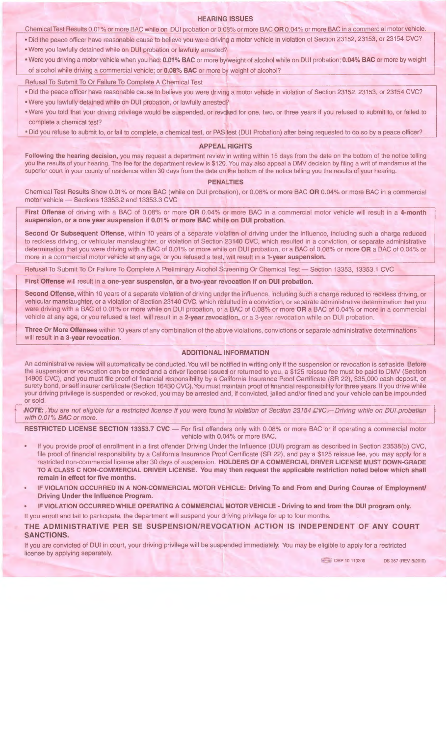## HEARING ISSUES

Chemical Test Results 0.01% or more BAC while on DUI probation or 0.08% or more BAC **OR** 0.04% or more BAC in a commercial motor vehicle.

- Did the peace officer have reasonable cause to believe you were driving a motor vehicle in violation of Section 23152, 23153, or 23154 CVC?
- Were you lawfully detained while on DUI probation or lawfully arrested?
- Were you driving a motor vehicle when you had: **0.01% BAC** or more by weight of alcohol while on DUI probation; **0.04% BAC** or more by weight of alcohol while driving a commercial vehicle; or **0.08% BAC** or more by weight of alcohol?

Refusal To Submit To Or Failure To Complete A Chemical Test

- Did the peace officer have reasonable cause to believe you were driving a motor vehicle in violation of Section 23152, 23153, or 23154 CVC?
- Were you lawfully detained while on DUI probation, or lawfully arrested?
- Were you told that your driving privilege would be suspended, or revoked for one, two, or three years if you refused to submit to, or failed to complete a chemical test?
- Did you refuse to submit to, or fail to complete, a chemical test, or PAS test (DUI Probation) after being requested to do so by a peace officer?

## APPEAL RIGHTS

**Following the hearing decision,** you may request a department review in writing within 15 days from the date on the bottom of the notice telling you the results of your hearing. The fee for the department review is $120. You may also appeal a DMV decision by filing a writ of mandamus at the superior court in your county of residence within 30 days from the date on the bottom of the notice telling you the results of your hearing.

## PENALTIES

Chemical Test Results Show 0.01% or more BAC (while on DUI probation), or 0.08% or more BAC **OR** 0.04% or more BAC in a commercial motor vehicle — Sections 13353.2 and 13353.3 CVC

**First Offense** of driving with a BAC of 0.08% or more **OR** 0.04% or more BAC in a commercial motor vehicle will result in a **4-month suspension, or a one year suspension if 0.01% or more BAC while on DUI probation.**

**Second Or Subsequent Offense**, within 10 years of a separate violation of driving under the influence, including such a charge reduced to reckless driving, or vehicular manslaughter, or violation of Section 23140 CVC, which resulted in a conviction, or separate administrative determination that you were driving with a BAC of 0.01% or more while on DUI probation, or a BAC of 0.08% or more **OR** a BAC of 0.04% or more in a commercial motor vehicle at any age, or you refused a test, will result in a **1-year suspension.**

Refusal To Submit To Or Failure To Complete A Preliminary Alcohol Screening Or Chemical Test — Section 13353, 13353.1 CVC

**First Offense** will result in a **one-year suspension, or a two-year revocation if on DUI probation.**

**Second Offense,** within 10 years of a separate violation of driving under the influence, including such a charge reduced to reckless driving, or vehicular manslaughter, or a violation of Section 23140 CVC, which resulted in a conviction, or separate administrative determination that you were driving with a BAC of 0.01% or more while on DUI probation, or a BAC of 0.08% or more **OR** a BAC of 0.04% or more in a commercial vehicle at any age, or you refused a test, will result in a **2-year revocation**, or a 3-year revocation while on DUI probation.

**Three Or More Offenses** within 10 years of any combination of the above violations, convictions or separate administrative determinations will result in a **3-year revocation**.

## ADDITIONAL INFORMATION

An administrative review will automatically be conducted. You will be notified in writing only if the suspension or revocation is set aside. Before the suspension or revocation can be ended and a driver license issued or returned to you, a $125 reissue fee must be paid to DMV (Section 14905 CVC), and you must file proof of financial responsibility by a California Insurance Proof Certificate (SR 22), $35,000 cash deposit, or surety bond, or self insurer certificate (Section 16430 CVC). You must maintain proof of financial responsibility for three years. If you drive while your driving privilege is suspended or revoked, you may be arrested and, if convicted, jailed and/or fined and your vehicle can be impounded or sold.

*NOTE: You are not eligible for a restricted license if you were found in violation of Section 23154 CVC—Driving while on DUI probation with 0.01% BAC or more.*

**RESTRICTED LICENSE SECTION 13353.7 CVC** — For first offenders only with 0.08% or more BAC or if operating a commercial motor vehicle with 0.04% or more BAC.

- If you provide proof of enrollment in a first offender Driving Under the Influence (DUI) program as described in Section 23538(b) CVC, file proof of financial responsibility by a California Insurance Proof Certificate (SR 22), and pay a $125 reissue fee, you may apply for a restricted non-commercial license after 30 days of suspension. **HOLDERS OF A COMMERCIAL DRIVER LICENSE MUST DOWN-GRADE TO A CLASS C NON-COMMERCIAL DRIVER LICENSE. You may then request the applicable restriction noted below which shall remain in effect for five months.**
- **IF VIOLATION OCCURRED IN A NON-COMMERCIAL MOTOR VEHICLE: Driving To and From and During Course of Employment/ Driving Under the Influence Program.**
- **IF VIOLATION OCCURRED WHILE OPERATING A COMMERCIAL MOTOR VEHICLE - Driving to and from the DUI program only.**

If you enroll and fail to participate, the department will suspend your driving privilege for up to four months.

**THE ADMINISTRATIVE PER SE SUSPENSION/REVOCATION ACTION IS INDEPENDENT OF ANY COURT SANCTIONS.**

If you are convicted of DUI in court, your driving privilege will be suspended immediately. You may be eligible to apply for a restricted license by applying separately.

OSP 10 119309 DS 367 (REV. 8/2010)